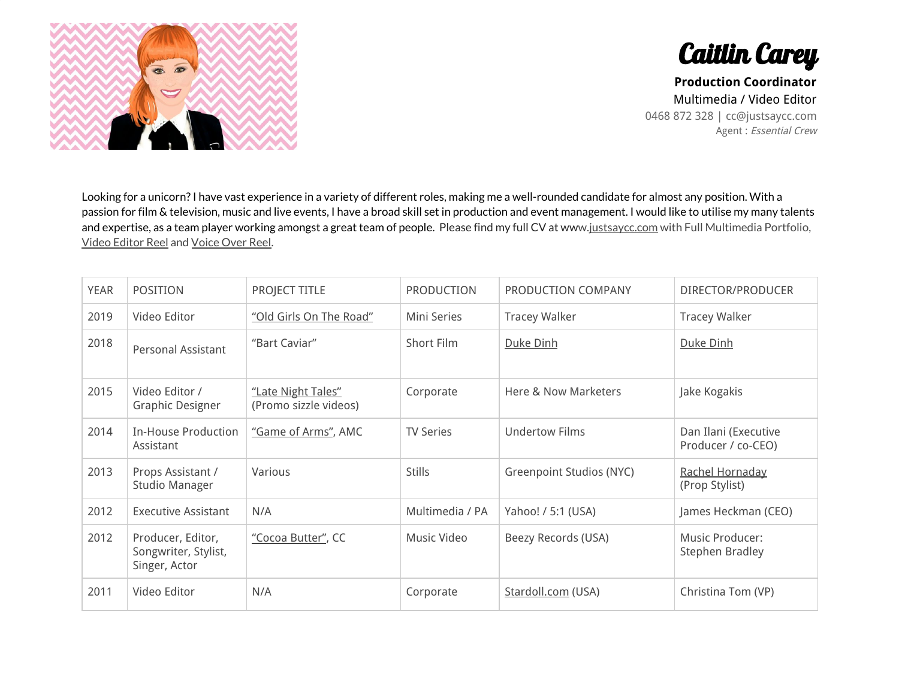# Caitlin Carey

**Production Coordinator**
Multimedia / Video Editor
0468 872 328 | cc@justsaycc.com
Agent : *Essential Crew*

Looking for a unicorn? I have vast experience in a variety of different roles, making me a well-rounded candidate for almost any position. With a passion for film & television, music and live events, I have a broad skill set in production and event management. I would like to utilise my many talents and expertise, as a team player working amongst a great team of people. Please find my full CV at www.justsaycc.com with Full Multimedia Portfolio, Video Editor Reel and Voice Over Reel.

| YEAR | POSITION | PROJECT TITLE | PRODUCTION | PRODUCTION COMPANY | DIRECTOR/PRODUCER |
|---|---|---|---|---|---|
| 2019 | Video Editor | "Old Girls On The Road" | Mini Series | Tracey Walker | Tracey Walker |
| 2018 | Personal Assistant | "Bart Caviar" | Short Film | Duke Dinh | Duke Dinh |
| 2015 | Video Editor / Graphic Designer | "Late Night Tales" (Promo sizzle videos) | Corporate | Here & Now Marketers | Jake Kogakis |
| 2014 | In-House Production Assistant | "Game of Arms", AMC | TV Series | Undertow Films | Dan Ilani (Executive Producer / co-CEO) |
| 2013 | Props Assistant / Studio Manager | Various | Stills | Greenpoint Studios (NYC) | Rachel Hornaday (Prop Stylist) |
| 2012 | Executive Assistant | N/A | Multimedia / PA | Yahoo! / 5:1 (USA) | James Heckman (CEO) |
| 2012 | Producer, Editor, Songwriter, Stylist, Singer, Actor | "Cocoa Butter", CC | Music Video | Beezy Records (USA) | Music Producer: Stephen Bradley |
| 2011 | Video Editor | N/A | Corporate | Stardoll.com (USA) | Christina Tom (VP) |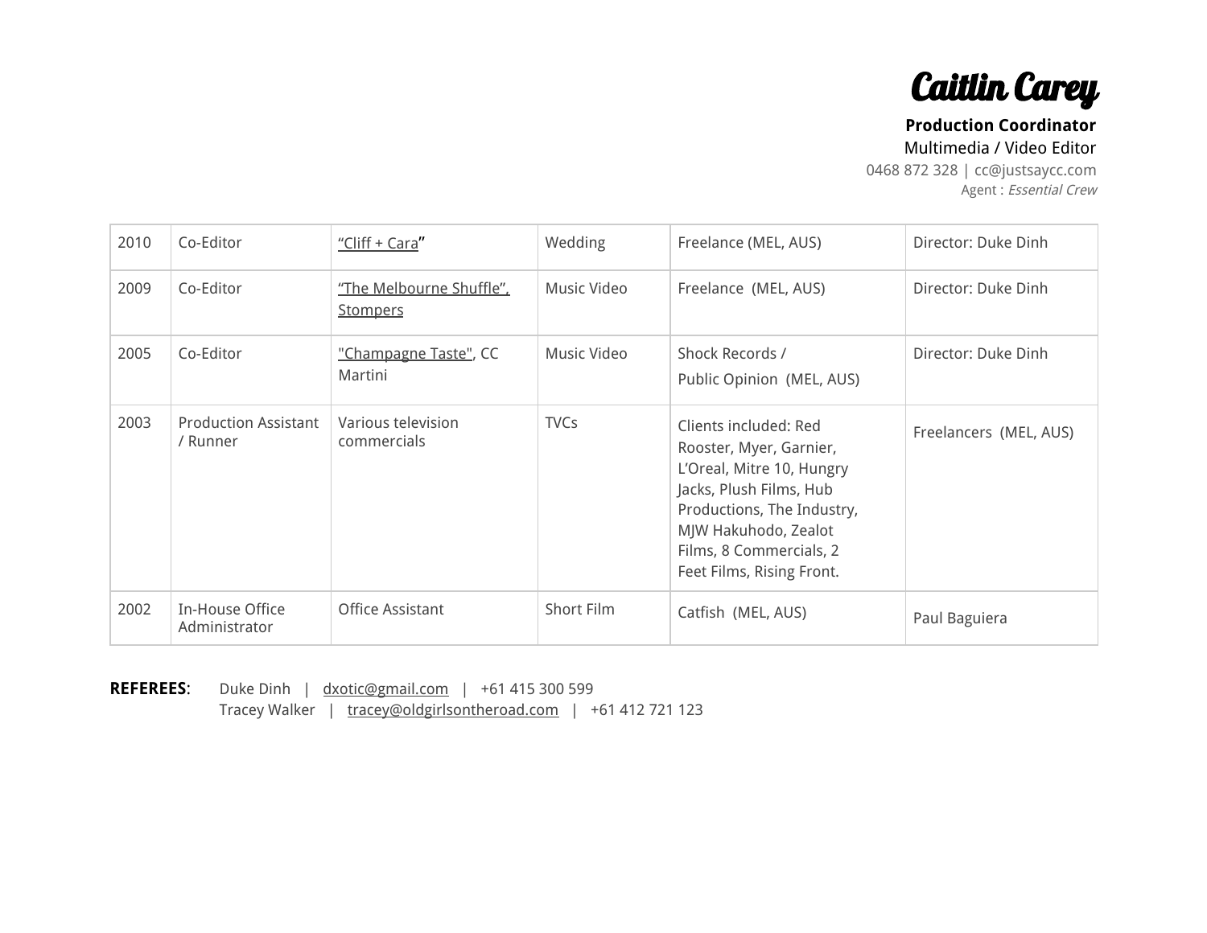# Caitlin Carey

**Production Coordinator**
Multimedia / Video Editor
0468 872 328 | cc@justsaycc.com
Agent : *Essential Crew*

| | | | | | |
|---|---|---|---|---|---|
| 2010 | Co-Editor | "Cliff + Cara" | Wedding | Freelance (MEL, AUS) | Director: Duke Dinh |
| 2009 | Co-Editor | "The Melbourne Shuffle", Stompers | Music Video | Freelance (MEL, AUS) | Director: Duke Dinh |
| 2005 | Co-Editor | "Champagne Taste", CC Martini | Music Video | Shock Records / Public Opinion (MEL, AUS) | Director: Duke Dinh |
| 2003 | Production Assistant / Runner | Various television commercials | TVCs | Clients included: Red Rooster, Myer, Garnier, L'Oreal, Mitre 10, Hungry Jacks, Plush Films, Hub Productions, The Industry, MJW Hakuhodo, Zealot Films, 8 Commercials, 2 Feet Films, Rising Front. | Freelancers (MEL, AUS) |
| 2002 | In-House Office Administrator | Office Assistant | Short Film | Catfish (MEL, AUS) | Paul Baguiera |

**REFEREES**: Duke Dinh | dxotic@gmail.com | +61 415 300 599
Tracey Walker | tracey@oldgirlsontheroad.com | +61 412 721 123